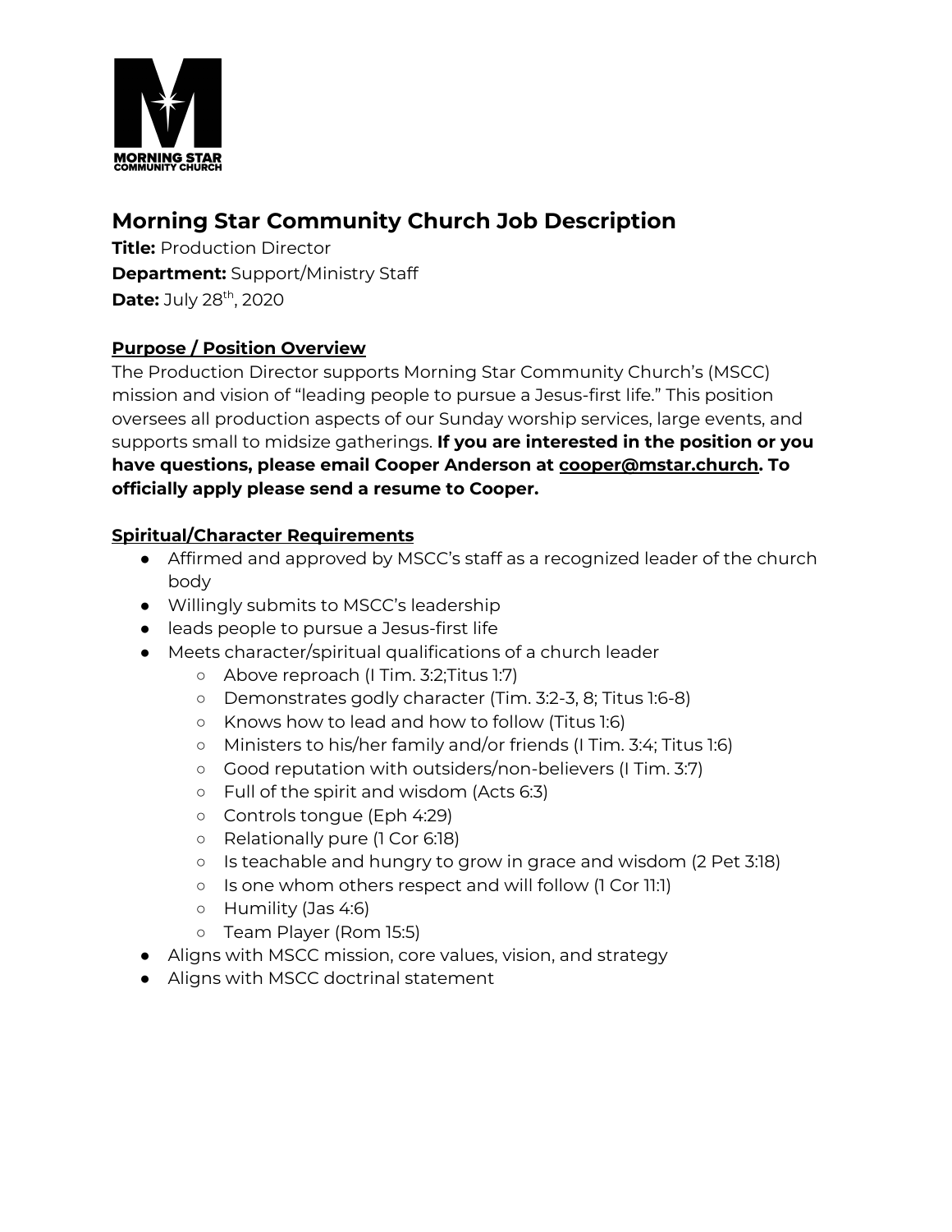# Morning Star Community Church Job Description

**Title:** Production Director
**Department:** Support/Ministry Staff
**Date:** July 28th, 2020

## Purpose / Position Overview

The Production Director supports Morning Star Community Church's (MSCC) mission and vision of "leading people to pursue a Jesus-first life." This position oversees all production aspects of our Sunday worship services, large events, and supports small to midsize gatherings. **If you are interested in the position or you have questions, please email Cooper Anderson at cooper@mstar.church. To officially apply please send a resume to Cooper.**

## Spiritual/Character Requirements

- Affirmed and approved by MSCC's staff as a recognized leader of the church body
- Willingly submits to MSCC's leadership
- leads people to pursue a Jesus-first life
- Meets character/spiritual qualifications of a church leader
  - Above reproach (I Tim. 3:2;Titus 1:7)
  - Demonstrates godly character (Tim. 3:2-3, 8; Titus 1:6-8)
  - Knows how to lead and how to follow (Titus 1:6)
  - Ministers to his/her family and/or friends (I Tim. 3:4; Titus 1:6)
  - Good reputation with outsiders/non-believers (I Tim. 3:7)
  - Full of the spirit and wisdom (Acts 6:3)
  - Controls tongue (Eph 4:29)
  - Relationally pure (1 Cor 6:18)
  - Is teachable and hungry to grow in grace and wisdom (2 Pet 3:18)
  - Is one whom others respect and will follow (1 Cor 11:1)
  - Humility (Jas 4:6)
  - Team Player (Rom 15:5)
- Aligns with MSCC mission, core values, vision, and strategy
- Aligns with MSCC doctrinal statement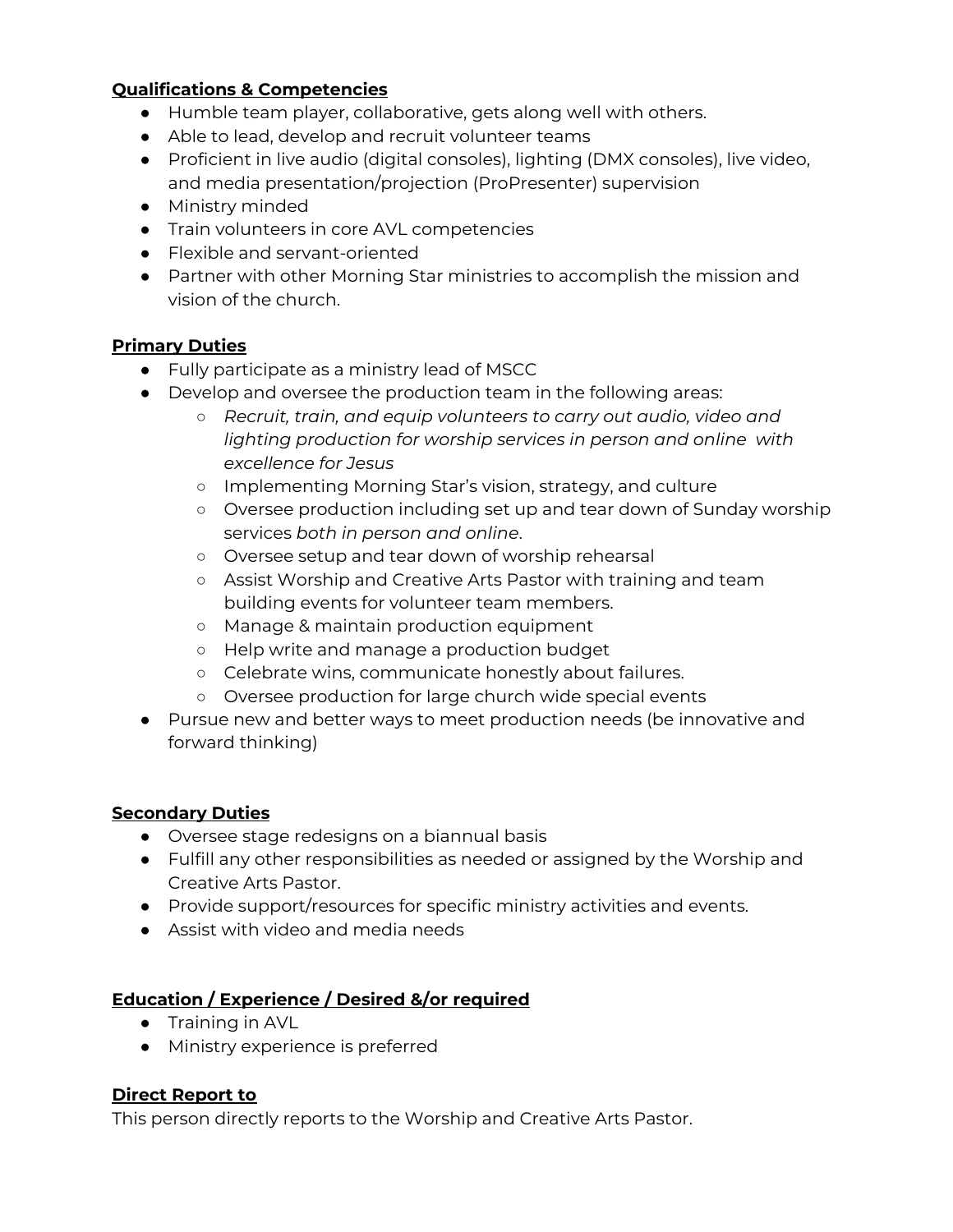**Qualifications & Competencies**

- Humble team player, collaborative, gets along well with others.
- Able to lead, develop and recruit volunteer teams
- Proficient in live audio (digital consoles), lighting (DMX consoles), live video, and media presentation/projection (ProPresenter) supervision
- Ministry minded
- Train volunteers in core AVL competencies
- Flexible and servant-oriented
- Partner with other Morning Star ministries to accomplish the mission and vision of the church.

**Primary Duties**

- Fully participate as a ministry lead of MSCC
- Develop and oversee the production team in the following areas:
  - *Recruit, train, and equip volunteers to carry out audio, video and lighting production for worship services in person and online with excellence for Jesus*
  - Implementing Morning Star's vision, strategy, and culture
  - Oversee production including set up and tear down of Sunday worship services *both in person and online*.
  - Oversee setup and tear down of worship rehearsal
  - Assist Worship and Creative Arts Pastor with training and team building events for volunteer team members.
  - Manage & maintain production equipment
  - Help write and manage a production budget
  - Celebrate wins, communicate honestly about failures.
  - Oversee production for large church wide special events
- Pursue new and better ways to meet production needs (be innovative and forward thinking)

**Secondary Duties**

- Oversee stage redesigns on a biannual basis
- Fulfill any other responsibilities as needed or assigned by the Worship and Creative Arts Pastor.
- Provide support/resources for specific ministry activities and events.
- Assist with video and media needs

**Education / Experience / Desired &/or required**

- Training in AVL
- Ministry experience is preferred

**Direct Report to**

This person directly reports to the Worship and Creative Arts Pastor.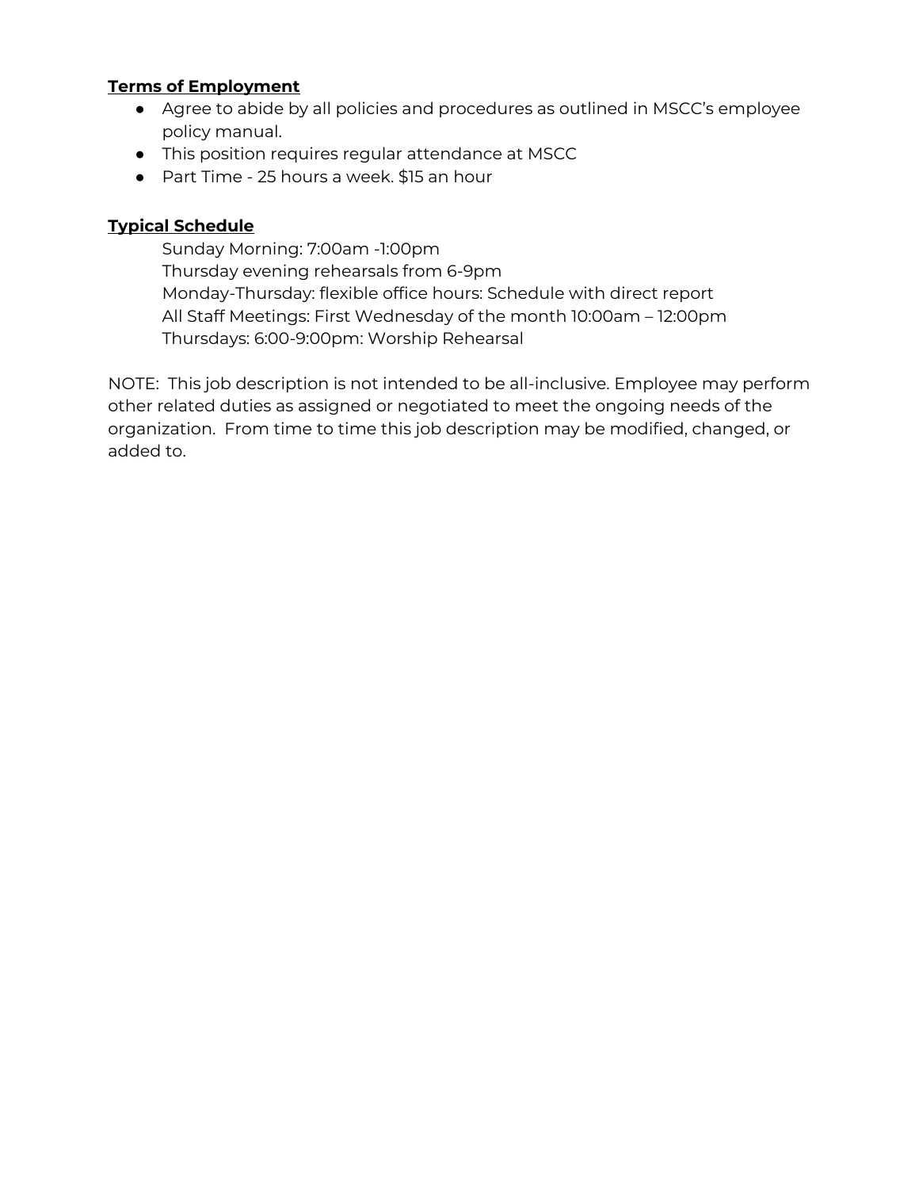**Terms of Employment**

- Agree to abide by all policies and procedures as outlined in MSCC's employee policy manual.
- This position requires regular attendance at MSCC
- Part Time - 25 hours a week. $15 an hour

**Typical Schedule**

Sunday Morning: 7:00am -1:00pm
Thursday evening rehearsals from 6-9pm
Monday-Thursday: flexible office hours: Schedule with direct report
All Staff Meetings: First Wednesday of the month 10:00am – 12:00pm
Thursdays: 6:00-9:00pm: Worship Rehearsal

NOTE: This job description is not intended to be all-inclusive. Employee may perform other related duties as assigned or negotiated to meet the ongoing needs of the organization. From time to time this job description may be modified, changed, or added to.